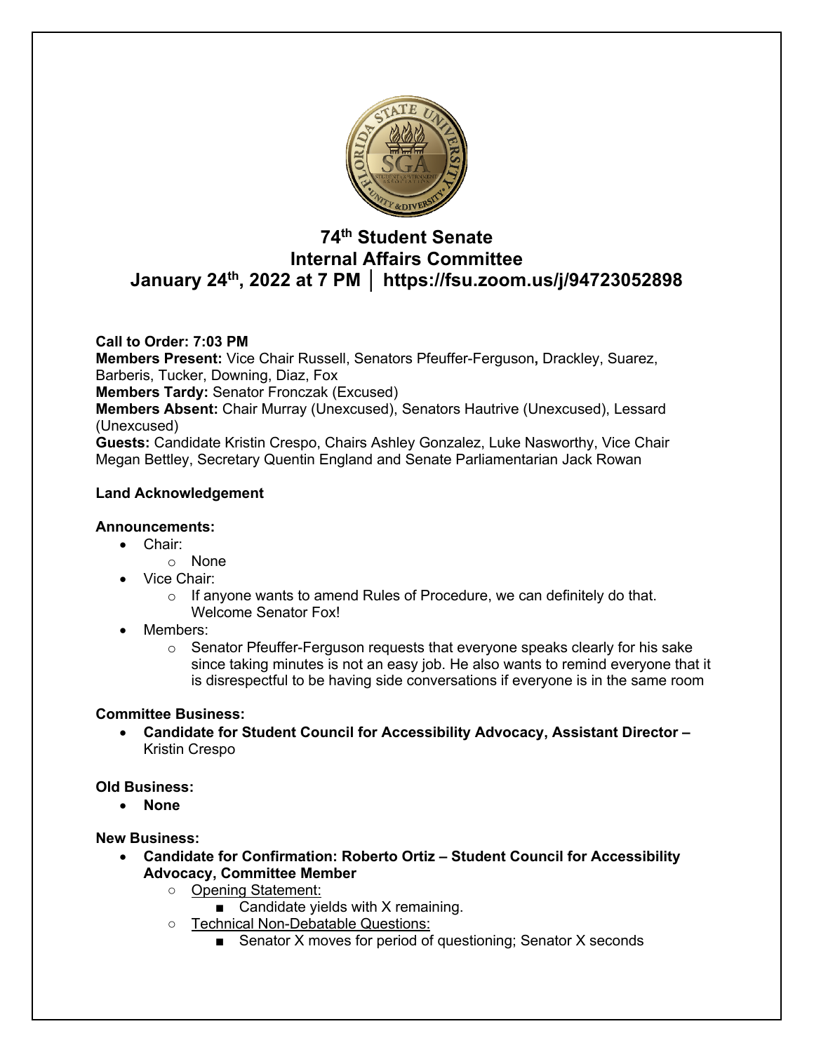# 74th Student Senate
# Internal Affairs Committee
# January 24th, 2022 at 7 PM │ https://fsu.zoom.us/j/94723052898

**Call to Order: 7:03 PM**
**Members Present:** Vice Chair Russell, Senators Pfeuffer-Ferguson**,** Drackley, Suarez, Barberis, Tucker, Downing, Diaz, Fox
**Members Tardy:** Senator Fronczak (Excused)
**Members Absent:** Chair Murray (Unexcused), Senators Hautrive (Unexcused), Lessard (Unexcused)
**Guests:** Candidate Kristin Crespo, Chairs Ashley Gonzalez, Luke Nasworthy, Vice Chair Megan Bettley, Secretary Quentin England and Senate Parliamentarian Jack Rowan

**Land Acknowledgement**

**Announcements:**

- Chair:
  - None
- Vice Chair:
  - If anyone wants to amend Rules of Procedure, we can definitely do that. Welcome Senator Fox!
- Members:
  - Senator Pfeuffer-Ferguson requests that everyone speaks clearly for his sake since taking minutes is not an easy job. He also wants to remind everyone that it is disrespectful to be having side conversations if everyone is in the same room

**Committee Business:**

- **Candidate for Student Council for Accessibility Advocacy, Assistant Director –** Kristin Crespo

**Old Business:**

- **None**

**New Business:**

- **Candidate for Confirmation: Roberto Ortiz – Student Council for Accessibility Advocacy, Committee Member**
  - Opening Statement:
    - Candidate yields with X remaining.
  - Technical Non-Debatable Questions:
    - Senator X moves for period of questioning; Senator X seconds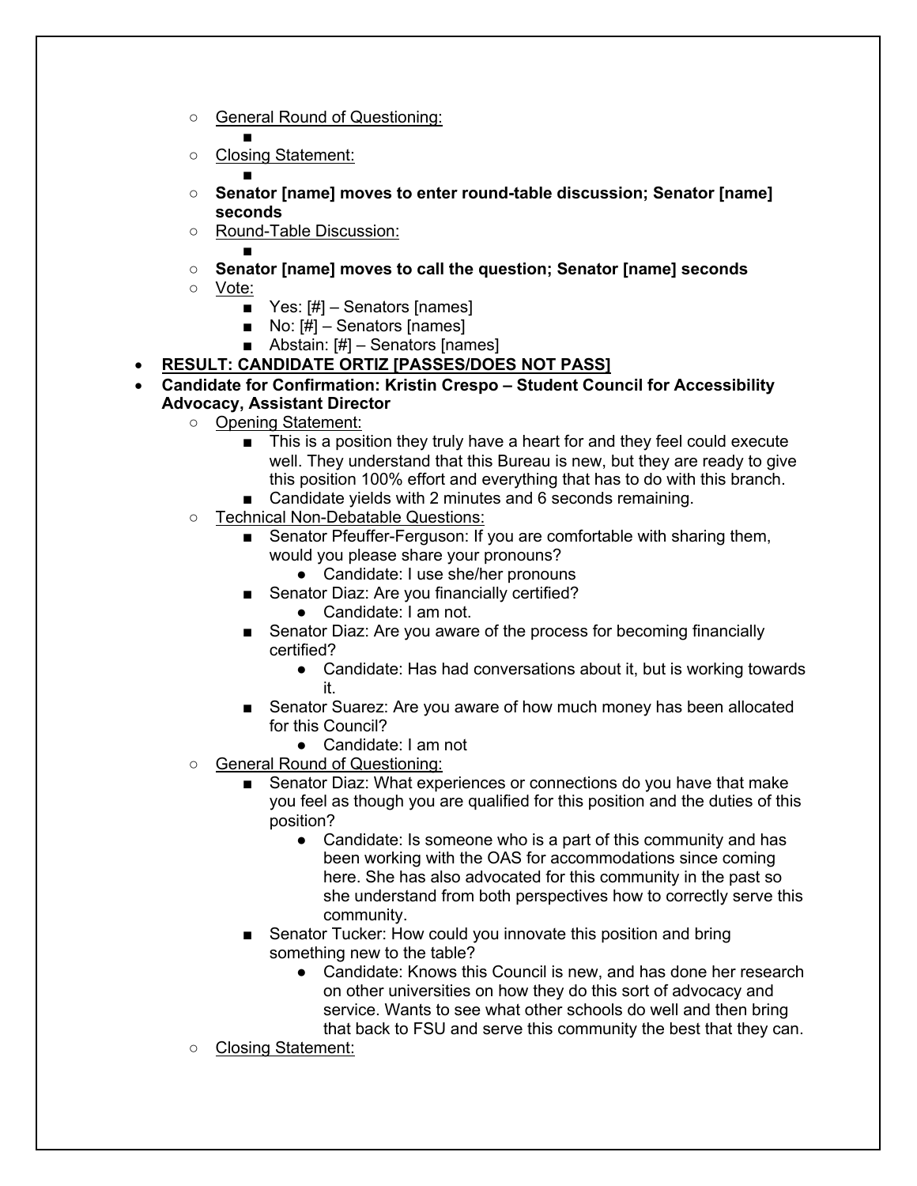- General Round of Questioning:
    - 
  - Closing Statement:
    - 
  - **Senator [name] moves to enter round-table discussion; Senator [name] seconds**
  - Round-Table Discussion:
    - 
  - **Senator [name] moves to call the question; Senator [name] seconds**
  - Vote:
    - Yes: [#] – Senators [names]
    - No: [#] – Senators [names]
    - Abstain: [#] – Senators [names]
- **RESULT: CANDIDATE ORTIZ [PASSES/DOES NOT PASS]**
- **Candidate for Confirmation: Kristin Crespo – Student Council for Accessibility Advocacy, Assistant Director**
  - Opening Statement:
    - This is a position they truly have a heart for and they feel could execute well. They understand that this Bureau is new, but they are ready to give this position 100% effort and everything that has to do with this branch.
    - Candidate yields with 2 minutes and 6 seconds remaining.
  - Technical Non-Debatable Questions:
    - Senator Pfeuffer-Ferguson: If you are comfortable with sharing them, would you please share your pronouns?
      - Candidate: I use she/her pronouns
    - Senator Diaz: Are you financially certified?
      - Candidate: I am not.
    - Senator Diaz: Are you aware of the process for becoming financially certified?
      - Candidate: Has had conversations about it, but is working towards it.
    - Senator Suarez: Are you aware of how much money has been allocated for this Council?
      - Candidate: I am not
  - General Round of Questioning:
    - Senator Diaz: What experiences or connections do you have that make you feel as though you are qualified for this position and the duties of this position?
      - Candidate: Is someone who is a part of this community and has been working with the OAS for accommodations since coming here. She has also advocated for this community in the past so she understand from both perspectives how to correctly serve this community.
    - Senator Tucker: How could you innovate this position and bring something new to the table?
      - Candidate: Knows this Council is new, and has done her research on other universities on how they do this sort of advocacy and service. Wants to see what other schools do well and then bring that back to FSU and serve this community the best that they can.
  - Closing Statement: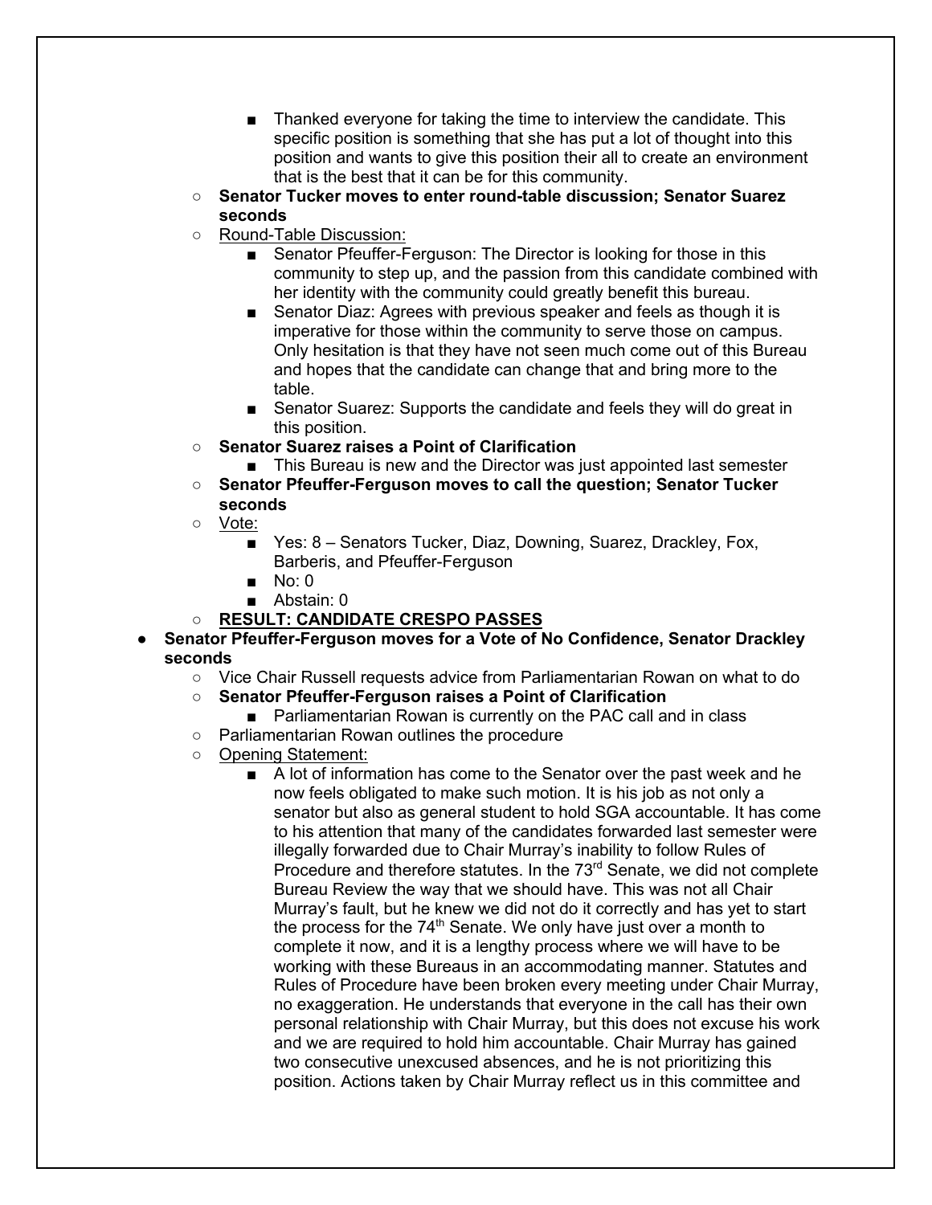- Thanked everyone for taking the time to interview the candidate. This specific position is something that she has put a lot of thought into this position and wants to give this position their all to create an environment that is the best that it can be for this community.
    - **Senator Tucker moves to enter round-table discussion; Senator Suarez seconds**
    - Round-Table Discussion:
        - Senator Pfeuffer-Ferguson: The Director is looking for those in this community to step up, and the passion from this candidate combined with her identity with the community could greatly benefit this bureau.
        - Senator Diaz: Agrees with previous speaker and feels as though it is imperative for those within the community to serve those on campus. Only hesitation is that they have not seen much come out of this Bureau and hopes that the candidate can change that and bring more to the table.
        - Senator Suarez: Supports the candidate and feels they will do great in this position.
    - **Senator Suarez raises a Point of Clarification**
        - This Bureau is new and the Director was just appointed last semester
    - **Senator Pfeuffer-Ferguson moves to call the question; Senator Tucker seconds**
    - Vote:
        - Yes: 8 – Senators Tucker, Diaz, Downing, Suarez, Drackley, Fox, Barberis, and Pfeuffer-Ferguson
        - No: 0
        - Abstain: 0
    - **RESULT: CANDIDATE CRESPO PASSES**
- **Senator Pfeuffer-Ferguson moves for a Vote of No Confidence, Senator Drackley seconds**
    - Vice Chair Russell requests advice from Parliamentarian Rowan on what to do
    - **Senator Pfeuffer-Ferguson raises a Point of Clarification**
        - Parliamentarian Rowan is currently on the PAC call and in class
    - Parliamentarian Rowan outlines the procedure
    - Opening Statement:
        - A lot of information has come to the Senator over the past week and he now feels obligated to make such motion. It is his job as not only a senator but also as general student to hold SGA accountable. It has come to his attention that many of the candidates forwarded last semester were illegally forwarded due to Chair Murray's inability to follow Rules of Procedure and therefore statutes. In the 73rd Senate, we did not complete Bureau Review the way that we should have. This was not all Chair Murray's fault, but he knew we did not do it correctly and has yet to start the process for the 74th Senate. We only have just over a month to complete it now, and it is a lengthy process where we will have to be working with these Bureaus in an accommodating manner. Statutes and Rules of Procedure have been broken every meeting under Chair Murray, no exaggeration. He understands that everyone in the call has their own personal relationship with Chair Murray, but this does not excuse his work and we are required to hold him accountable. Chair Murray has gained two consecutive unexcused absences, and he is not prioritizing this position. Actions taken by Chair Murray reflect us in this committee and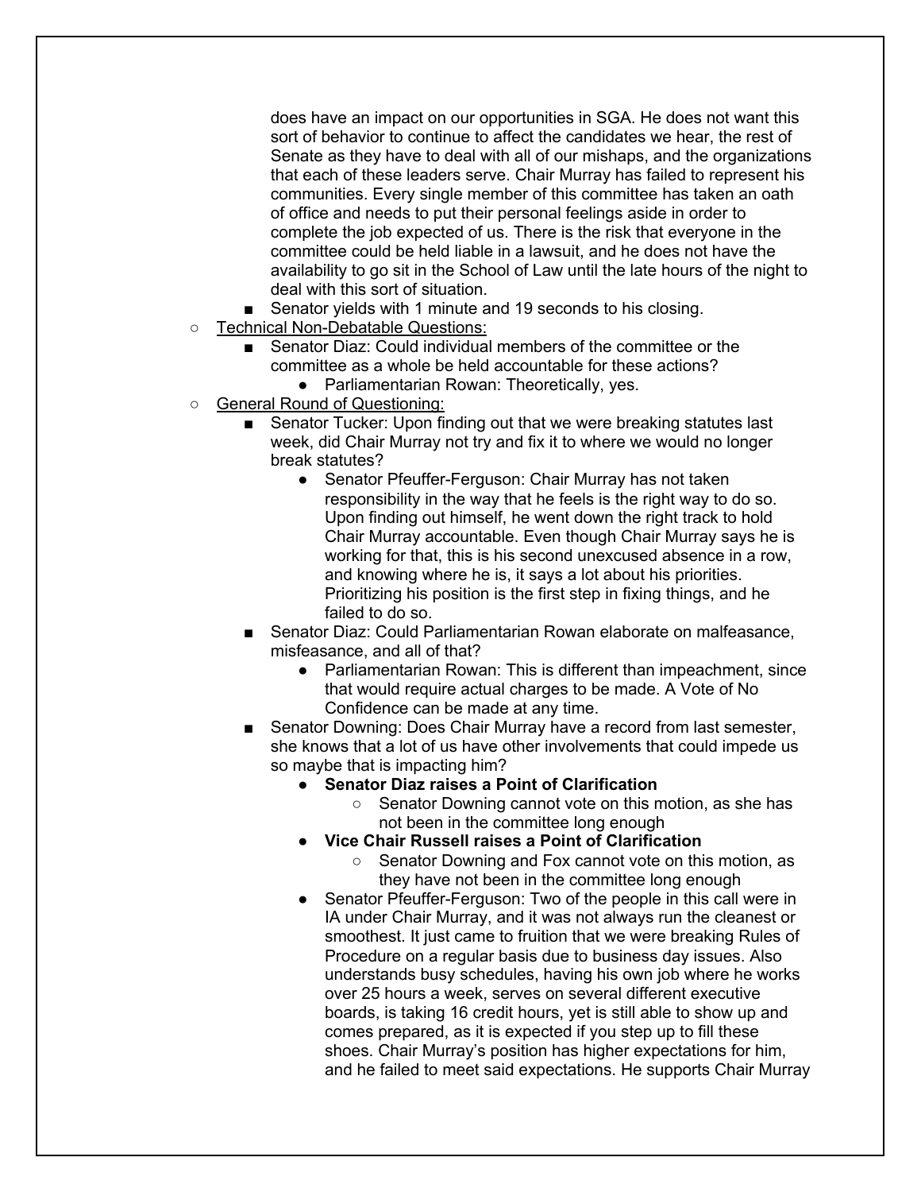does have an impact on our opportunities in SGA. He does not want this sort of behavior to continue to affect the candidates we hear, the rest of Senate as they have to deal with all of our mishaps, and the organizations that each of these leaders serve. Chair Murray has failed to represent his communities. Every single member of this committee has taken an oath of office and needs to put their personal feelings aside in order to complete the job expected of us. There is the risk that everyone in the committee could be held liable in a lawsuit, and he does not have the availability to go sit in the School of Law until the late hours of the night to deal with this sort of situation.

   - Senator yields with 1 minute and 19 seconds to his closing.

- Technical Non-Debatable Questions:
   - Senator Diaz: Could individual members of the committee or the committee as a whole be held accountable for these actions?
      - Parliamentarian Rowan: Theoretically, yes.
- General Round of Questioning:
   - Senator Tucker: Upon finding out that we were breaking statutes last week, did Chair Murray not try and fix it to where we would no longer break statutes?
      - Senator Pfeuffer-Ferguson: Chair Murray has not taken responsibility in the way that he feels is the right way to do so. Upon finding out himself, he went down the right track to hold Chair Murray accountable. Even though Chair Murray says he is working for that, this is his second unexcused absence in a row, and knowing where he is, it says a lot about his priorities. Prioritizing his position is the first step in fixing things, and he failed to do so.
   - Senator Diaz: Could Parliamentarian Rowan elaborate on malfeasance, misfeasance, and all of that?
      - Parliamentarian Rowan: This is different than impeachment, since that would require actual charges to be made. A Vote of No Confidence can be made at any time.
   - Senator Downing: Does Chair Murray have a record from last semester, she knows that a lot of us have other involvements that could impede us so maybe that is impacting him?
      - **Senator Diaz raises a Point of Clarification**
         - Senator Downing cannot vote on this motion, as she has not been in the committee long enough
      - **Vice Chair Russell raises a Point of Clarification**
         - Senator Downing and Fox cannot vote on this motion, as they have not been in the committee long enough
      - Senator Pfeuffer-Ferguson: Two of the people in this call were in IA under Chair Murray, and it was not always run the cleanest or smoothest. It just came to fruition that we were breaking Rules of Procedure on a regular basis due to business day issues. Also understands busy schedules, having his own job where he works over 25 hours a week, serves on several different executive boards, is taking 16 credit hours, yet is still able to show up and comes prepared, as it is expected if you step up to fill these shoes. Chair Murray's position has higher expectations for him, and he failed to meet said expectations. He supports Chair Murray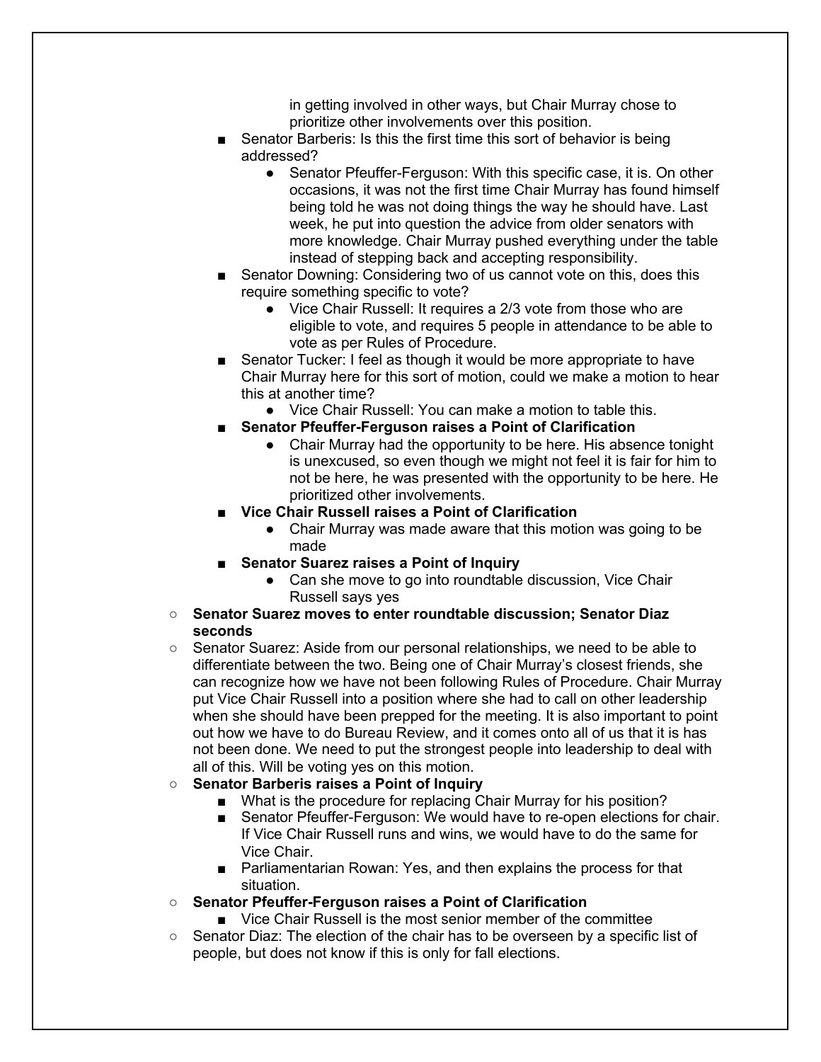in getting involved in other ways, but Chair Murray chose to prioritize other involvements over this position.

- Senator Barberis: Is this the first time this sort of behavior is being addressed?
    - Senator Pfeuffer-Ferguson: With this specific case, it is. On other occasions, it was not the first time Chair Murray has found himself being told he was not doing things the way he should have. Last week, he put into question the advice from older senators with more knowledge. Chair Murray pushed everything under the table instead of stepping back and accepting responsibility.
- Senator Downing: Considering two of us cannot vote on this, does this require something specific to vote?
    - Vice Chair Russell: It requires a 2/3 vote from those who are eligible to vote, and requires 5 people in attendance to be able to vote as per Rules of Procedure.
- Senator Tucker: I feel as though it would be more appropriate to have Chair Murray here for this sort of motion, could we make a motion to hear this at another time?
    - Vice Chair Russell: You can make a motion to table this.
- **Senator Pfeuffer-Ferguson raises a Point of Clarification**
    - Chair Murray had the opportunity to be here. His absence tonight is unexcused, so even though we might not feel it is fair for him to not be here, he was presented with the opportunity to be here. He prioritized other involvements.
- **Vice Chair Russell raises a Point of Clarification**
    - Chair Murray was made aware that this motion was going to be made
- **Senator Suarez raises a Point of Inquiry**
    - Can she move to go into roundtable discussion, Vice Chair Russell says yes

- **Senator Suarez moves to enter roundtable discussion; Senator Diaz seconds**
- Senator Suarez: Aside from our personal relationships, we need to be able to differentiate between the two. Being one of Chair Murray's closest friends, she can recognize how we have not been following Rules of Procedure. Chair Murray put Vice Chair Russell into a position where she had to call on other leadership when she should have been prepped for the meeting. It is also important to point out how we have to do Bureau Review, and it comes onto all of us that it is has not been done. We need to put the strongest people into leadership to deal with all of this. Will be voting yes on this motion.
- **Senator Barberis raises a Point of Inquiry**
    - What is the procedure for replacing Chair Murray for his position?
    - Senator Pfeuffer-Ferguson: We would have to re-open elections for chair. If Vice Chair Russell runs and wins, we would have to do the same for Vice Chair.
    - Parliamentarian Rowan: Yes, and then explains the process for that situation.
- **Senator Pfeuffer-Ferguson raises a Point of Clarification**
    - Vice Chair Russell is the most senior member of the committee
- Senator Diaz: The election of the chair has to be overseen by a specific list of people, but does not know if this is only for fall elections.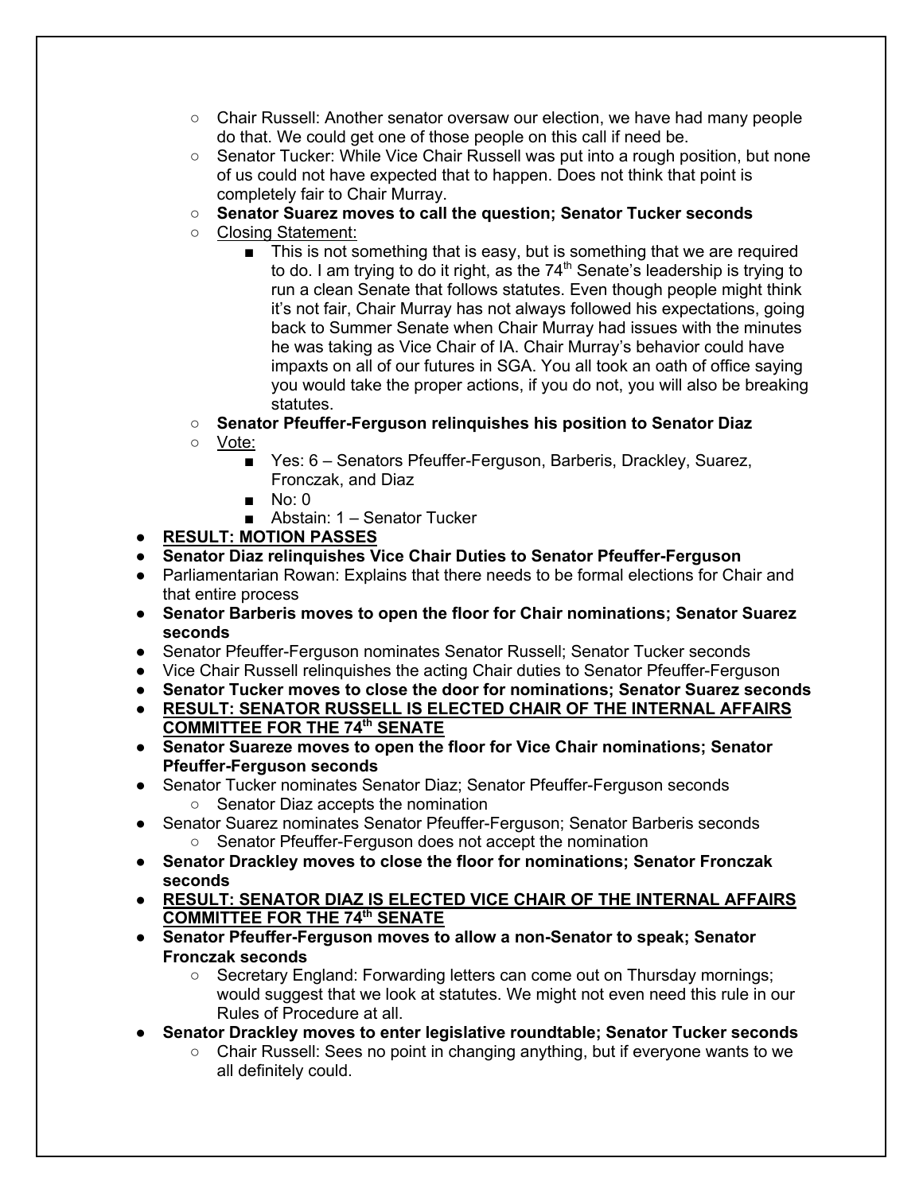- Chair Russell: Another senator oversaw our election, we have had many people do that. We could get one of those people on this call if need be.
  - Senator Tucker: While Vice Chair Russell was put into a rough position, but none of us could not have expected that to happen. Does not think that point is completely fair to Chair Murray.
  - **Senator Suarez moves to call the question; Senator Tucker seconds**
  - <u>Closing Statement:</u>
    - This is not something that is easy, but is something that we are required to do. I am trying to do it right, as the 74th Senate's leadership is trying to run a clean Senate that follows statutes. Even though people might think it's not fair, Chair Murray has not always followed his expectations, going back to Summer Senate when Chair Murray had issues with the minutes he was taking as Vice Chair of IA. Chair Murray's behavior could have impaxts on all of our futures in SGA. You all took an oath of office saying you would take the proper actions, if you do not, you will also be breaking statutes.
  - **Senator Pfeuffer-Ferguson relinquishes his position to Senator Diaz**
  - <u>Vote:</u>
    - Yes: 6 – Senators Pfeuffer-Ferguson, Barberis, Drackley, Suarez, Fronczak, and Diaz
    - No: 0
    - Abstain: 1 – Senator Tucker
- **<u>RESULT: MOTION PASSES</u>**
- **Senator Diaz relinquishes Vice Chair Duties to Senator Pfeuffer-Ferguson**
- Parliamentarian Rowan: Explains that there needs to be formal elections for Chair and that entire process
- **Senator Barberis moves to open the floor for Chair nominations; Senator Suarez seconds**
- Senator Pfeuffer-Ferguson nominates Senator Russell; Senator Tucker seconds
- Vice Chair Russell relinquishes the acting Chair duties to Senator Pfeuffer-Ferguson
- **Senator Tucker moves to close the door for nominations; Senator Suarez seconds**
- **<u>RESULT: SENATOR RUSSELL IS ELECTED CHAIR OF THE INTERNAL AFFAIRS COMMITTEE FOR THE 74th SENATE</u>**
- **Senator Suareze moves to open the floor for Vice Chair nominations; Senator Pfeuffer-Ferguson seconds**
- Senator Tucker nominates Senator Diaz; Senator Pfeuffer-Ferguson seconds
  - Senator Diaz accepts the nomination
- Senator Suarez nominates Senator Pfeuffer-Ferguson; Senator Barberis seconds
  - Senator Pfeuffer-Ferguson does not accept the nomination
- **Senator Drackley moves to close the floor for nominations; Senator Fronczak seconds**
- **<u>RESULT: SENATOR DIAZ IS ELECTED VICE CHAIR OF THE INTERNAL AFFAIRS COMMITTEE FOR THE 74th SENATE</u>**
- **Senator Pfeuffer-Ferguson moves to allow a non-Senator to speak; Senator Fronczak seconds**
  - Secretary England: Forwarding letters can come out on Thursday mornings; would suggest that we look at statutes. We might not even need this rule in our Rules of Procedure at all.
- **Senator Drackley moves to enter legislative roundtable; Senator Tucker seconds**
  - Chair Russell: Sees no point in changing anything, but if everyone wants to we all definitely could.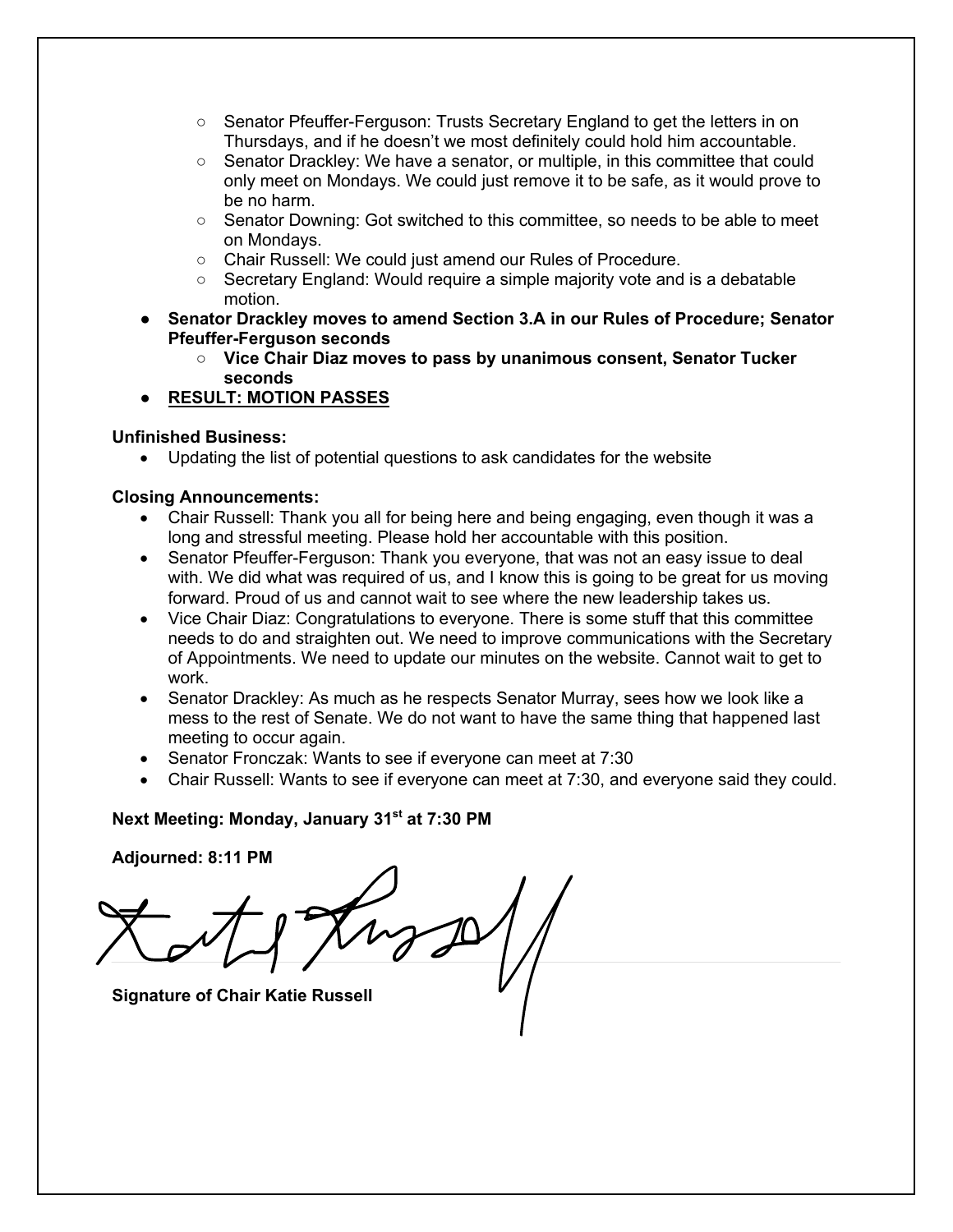- Senator Pfeuffer-Ferguson: Trusts Secretary England to get the letters in on Thursdays, and if he doesn't we most definitely could hold him accountable.
    - Senator Drackley: We have a senator, or multiple, in this committee that could only meet on Mondays. We could just remove it to be safe, as it would prove to be no harm.
    - Senator Downing: Got switched to this committee, so needs to be able to meet on Mondays.
    - Chair Russell: We could just amend our Rules of Procedure.
    - Secretary England: Would require a simple majority vote and is a debatable motion.
- **Senator Drackley moves to amend Section 3.A in our Rules of Procedure; Senator Pfeuffer-Ferguson seconds**
    - **Vice Chair Diaz moves to pass by unanimous consent, Senator Tucker seconds**
- **<u>RESULT: MOTION PASSES</u>**

**Unfinished Business:**

- Updating the list of potential questions to ask candidates for the website

**Closing Announcements:**

- Chair Russell: Thank you all for being here and being engaging, even though it was a long and stressful meeting. Please hold her accountable with this position.
- Senator Pfeuffer-Ferguson: Thank you everyone, that was not an easy issue to deal with. We did what was required of us, and I know this is going to be great for us moving forward. Proud of us and cannot wait to see where the new leadership takes us.
- Vice Chair Diaz: Congratulations to everyone. There is some stuff that this committee needs to do and straighten out. We need to improve communications with the Secretary of Appointments. We need to update our minutes on the website. Cannot wait to get to work.
- Senator Drackley: As much as he respects Senator Murray, sees how we look like a mess to the rest of Senate. We do not want to have the same thing that happened last meeting to occur again.
- Senator Fronczak: Wants to see if everyone can meet at 7:30
- Chair Russell: Wants to see if everyone can meet at 7:30, and everyone said they could.

**Next Meeting: Monday, January 31st at 7:30 PM**

**Adjourned: 8:11 PM**

**Signature of Chair Katie Russell**